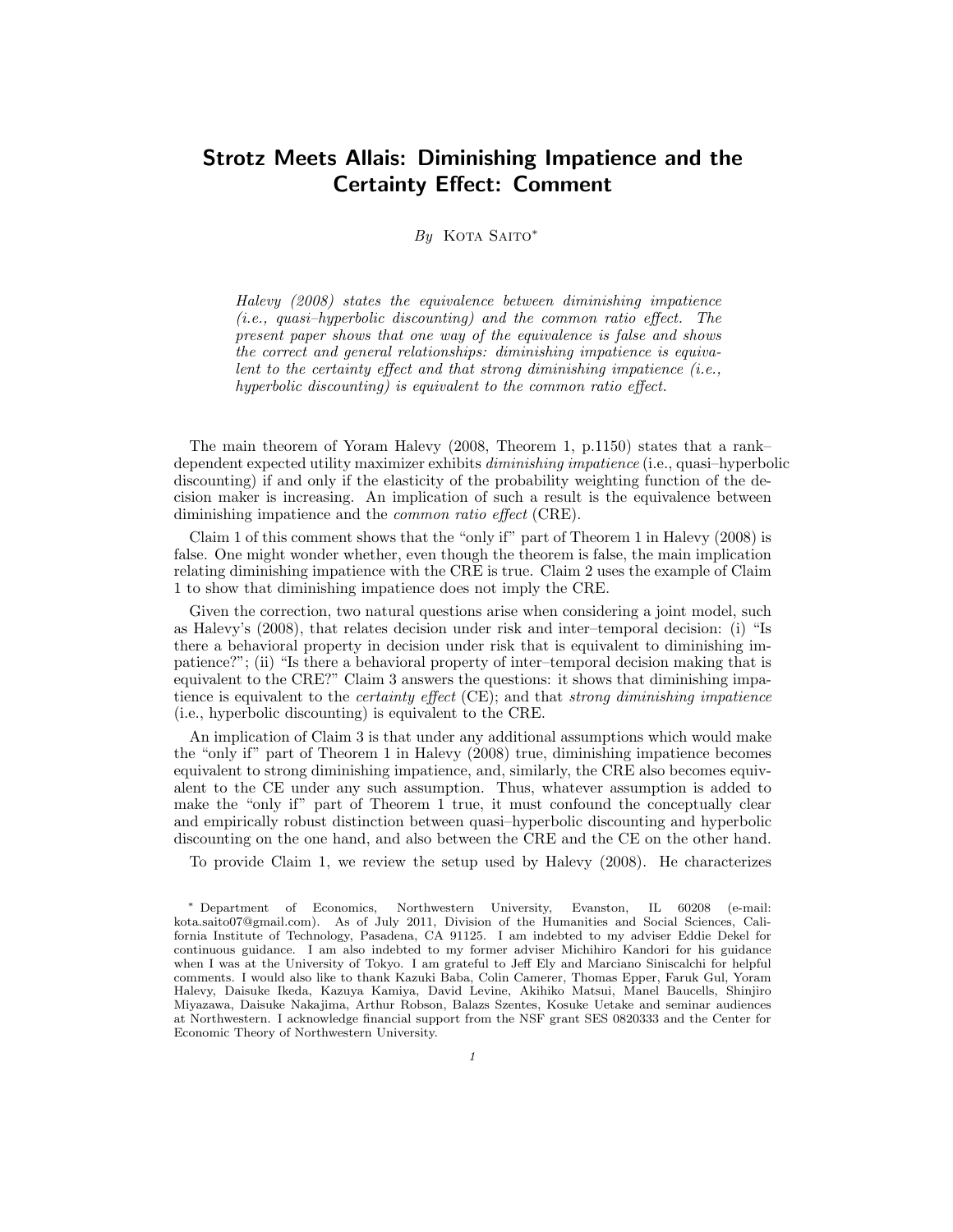# Strotz Meets Allais: Diminishing Impatience and the Certainty Effect: Comment

*By* Kota Saito*

*Halevy (2008) states the equivalence between diminishing impatience (i.e., quasi–hyperbolic discounting) and the common ratio effect. The present paper shows that one way of the equivalence is false and shows the correct and general relationships: diminishing impatience is equivalent to the certainty effect and that strong diminishing impatience (i.e., hyperbolic discounting) is equivalent to the common ratio effect.*

The main theorem of Yoram Halevy (2008, Theorem 1, p.1150) states that a rank–dependent expected utility maximizer exhibits *diminishing impatience* (i.e., quasi–hyperbolic discounting) if and only if the elasticity of the probability weighting function of the decision maker is increasing. An implication of such a result is the equivalence between diminishing impatience and the *common ratio effect* (CRE).

Claim 1 of this comment shows that the "only if" part of Theorem 1 in Halevy (2008) is false. One might wonder whether, even though the theorem is false, the main implication relating diminishing impatience with the CRE is true. Claim 2 uses the example of Claim 1 to show that diminishing impatience does not imply the CRE.

Given the correction, two natural questions arise when considering a joint model, such as Halevy's (2008), that relates decision under risk and inter–temporal decision: (i) "Is there a behavioral property in decision under risk that is equivalent to diminishing impatience?"; (ii) "Is there a behavioral property of inter–temporal decision making that is equivalent to the CRE?" Claim 3 answers the questions: it shows that diminishing impatience is equivalent to the *certainty effect* (CE); and that *strong diminishing impatience* (i.e., hyperbolic discounting) is equivalent to the CRE.

An implication of Claim 3 is that under any additional assumptions which would make the "only if" part of Theorem 1 in Halevy (2008) true, diminishing impatience becomes equivalent to strong diminishing impatience, and, similarly, the CRE also becomes equivalent to the CE under any such assumption. Thus, whatever assumption is added to make the "only if" part of Theorem 1 true, it must confound the conceptually clear and empirically robust distinction between quasi–hyperbolic discounting and hyperbolic discounting on the one hand, and also between the CRE and the CE on the other hand.

To provide Claim 1, we review the setup used by Halevy (2008). He characterizes

---

* Department of Economics, Northwestern University, Evanston, IL 60208 (e-mail: kota.saito07@gmail.com). As of July 2011, Division of the Humanities and Social Sciences, California Institute of Technology, Pasadena, CA 91125. I am indebted to my adviser Eddie Dekel for continuous guidance. I am also indebted to my former adviser Michihiro Kandori for his guidance when I was at the University of Tokyo. I am grateful to Jeff Ely and Marciano Siniscalchi for helpful comments. I would also like to thank Kazuki Baba, Colin Camerer, Thomas Epper, Faruk Gul, Yoram Halevy, Daisuke Ikeda, Kazuya Kamiya, David Levine, Akihiko Matsui, Manel Baucells, Shinjiro Miyazawa, Daisuke Nakajima, Arthur Robson, Balazs Szentes, Kosuke Uetake and seminar audiences at Northwestern. I acknowledge financial support from the NSF grant SES 0820333 and the Center for Economic Theory of Northwestern University.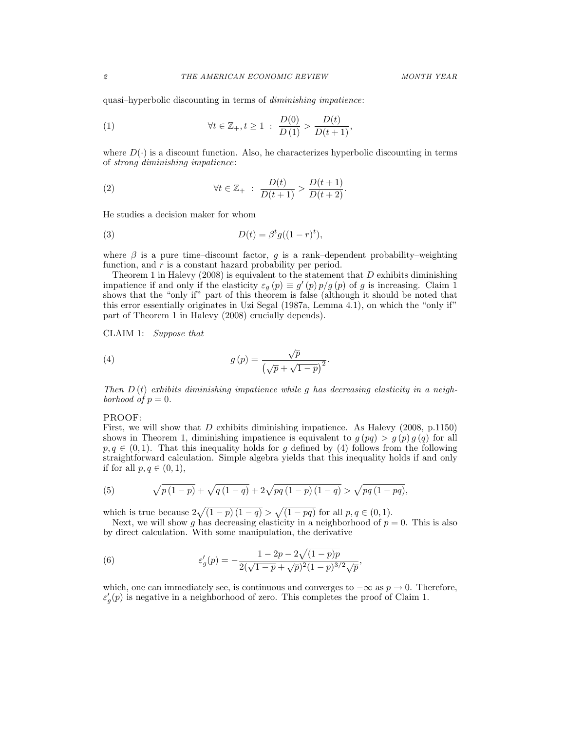quasi–hyperbolic discounting in terms of *diminishing impatience*:

$$\forall t \in \mathbb{Z}_+, t \geq 1 \; : \; \frac{D(0)}{D(1)} > \frac{D(t)}{D(t+1)}, \tag{1}$$

where $D(\cdot)$ is a discount function. Also, he characterizes hyperbolic discounting in terms of *strong diminishing impatience*:

$$\forall t \in \mathbb{Z}_+ \; : \; \frac{D(t)}{D(t+1)} > \frac{D(t+1)}{D(t+2)}. \tag{2}$$

He studies a decision maker for whom

$$D(t) = \beta^t g((1-r)^t), \tag{3}$$

where $\beta$ is a pure time–discount factor, $g$ is a rank–dependent probability–weighting function, and $r$ is a constant hazard probability per period.

Theorem 1 in Halevy (2008) is equivalent to the statement that $D$ exhibits diminishing impatience if and only if the elasticity $\varepsilon_g(p) \equiv g'(p)\,p/g(p)$ of $g$ is increasing. Claim 1 shows that the "only if" part of this theorem is false (although it should be noted that this error essentially originates in Uzi Segal (1987a, Lemma 4.1), on which the "only if" part of Theorem 1 in Halevy (2008) crucially depends).

CLAIM 1: *Suppose that*

$$g(p) = \frac{\sqrt{p}}{\left(\sqrt{p} + \sqrt{1-p}\right)^2}. \tag{4}$$

*Then $D(t)$ exhibits diminishing impatience while $g$ has decreasing elasticity in a neighborhood of $p = 0$.*

PROOF:

First, we will show that $D$ exhibits diminishing impatience. As Halevy (2008, p.1150) shows in Theorem 1, diminishing impatience is equivalent to $g(pq) > g(p)\,g(q)$ for all $p, q \in (0,1)$. That this inequality holds for $g$ defined by (4) follows from the following straightforward calculation. Simple algebra yields that this inequality holds if and only if for all $p, q \in (0,1)$,

$$\sqrt{p(1-p)} + \sqrt{q(1-q)} + 2\sqrt{pq(1-p)(1-q)} > \sqrt{pq(1-pq)}, \tag{5}$$

which is true because $2\sqrt{(1-p)(1-q)} > \sqrt{(1-pq)}$ for all $p, q \in (0,1)$.

Next, we will show $g$ has decreasing elasticity in a neighborhood of $p = 0$. This is also by direct calculation. With some manipulation, the derivative

$$\varepsilon'_g(p) = -\frac{1 - 2p - 2\sqrt{(1-p)p}}{2(\sqrt{1-p} + \sqrt{p})^2(1-p)^{3/2}\sqrt{p}}, \tag{6}$$

which, one can immediately see, is continuous and converges to $-\infty$ as $p \to 0$. Therefore, $\varepsilon'_g(p)$ is negative in a neighborhood of zero. This completes the proof of Claim 1.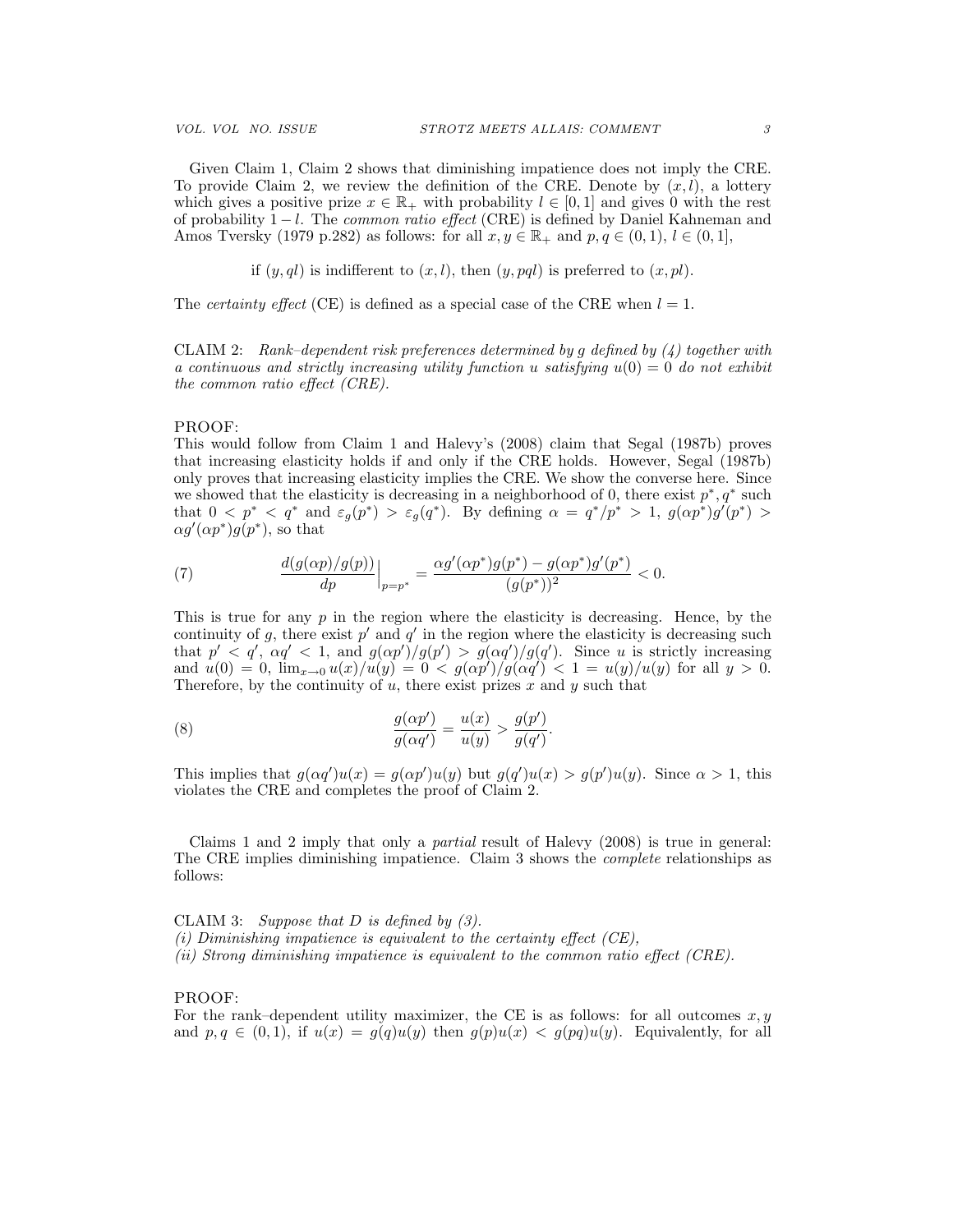Given Claim 1, Claim 2 shows that diminishing impatience does not imply the CRE. To provide Claim 2, we review the definition of the CRE. Denote by $(x, l)$, a lottery which gives a positive prize $x \in \mathbb{R}_+$ with probability $l \in [0, 1]$ and gives 0 with the rest of probability $1 - l$. The *common ratio effect* (CRE) is defined by Daniel Kahneman and Amos Tversky (1979 p.282) as follows: for all $x, y \in \mathbb{R}_+$ and $p, q \in (0, 1)$, $l \in (0, 1]$,

if $(y, ql)$ is indifferent to $(x, l)$, then $(y, pql)$ is preferred to $(x, pl)$.

The *certainty effect* (CE) is defined as a special case of the CRE when $l = 1$.

CLAIM 2: *Rank–dependent risk preferences determined by $g$ defined by (4) together with a continuous and strictly increasing utility function $u$ satisfying $u(0) = 0$ do not exhibit the common ratio effect (CRE).*

PROOF:
This would follow from Claim 1 and Halevy's (2008) claim that Segal (1987b) proves that increasing elasticity holds if and only if the CRE holds. However, Segal (1987b) only proves that increasing elasticity implies the CRE. We show the converse here. Since we showed that the elasticity is decreasing in a neighborhood of 0, there exist $p^*, q^*$ such that $0 < p^* < q^*$ and $\varepsilon_g(p^*) > \varepsilon_g(q^*)$. By defining $\alpha = q^*/p^* > 1$, $g(\alpha p^*)g'(p^*) > \alpha g'(\alpha p^*)g(p^*)$, so that

$$\frac{d(g(\alpha p)/g(p))}{dp}\Big|_{p=p^*} = \frac{\alpha g'(\alpha p^*)g(p^*) - g(\alpha p^*)g'(p^*)}{(g(p^*))^2} < 0. \tag{7}$$

This is true for any $p$ in the region where the elasticity is decreasing. Hence, by the continuity of $g$, there exist $p'$ and $q'$ in the region where the elasticity is decreasing such that $p' < q'$, $\alpha q' < 1$, and $g(\alpha p')/g(p') > g(\alpha q')/g(q')$. Since $u$ is strictly increasing and $u(0) = 0$, $\lim_{x \to 0} u(x)/u(y) = 0 < g(\alpha p')/g(\alpha q') < 1 = u(y)/u(y)$ for all $y > 0$. Therefore, by the continuity of $u$, there exist prizes $x$ and $y$ such that

$$\frac{g(\alpha p')}{g(\alpha q')} = \frac{u(x)}{u(y)} > \frac{g(p')}{g(q')}. \tag{8}$$

This implies that $g(\alpha q')u(x) = g(\alpha p')u(y)$ but $g(q')u(x) > g(p')u(y)$. Since $\alpha > 1$, this violates the CRE and completes the proof of Claim 2.

Claims 1 and 2 imply that only a *partial* result of Halevy (2008) is true in general: The CRE implies diminishing impatience. Claim 3 shows the *complete* relationships as follows:

CLAIM 3: *Suppose that $D$ is defined by (3).*
*(i) Diminishing impatience is equivalent to the certainty effect (CE),*
*(ii) Strong diminishing impatience is equivalent to the common ratio effect (CRE).*

PROOF:
For the rank–dependent utility maximizer, the CE is as follows: for all outcomes $x, y$ and $p, q \in (0, 1)$, if $u(x) = g(q)u(y)$ then $g(p)u(x) < g(pq)u(y)$. Equivalently, for all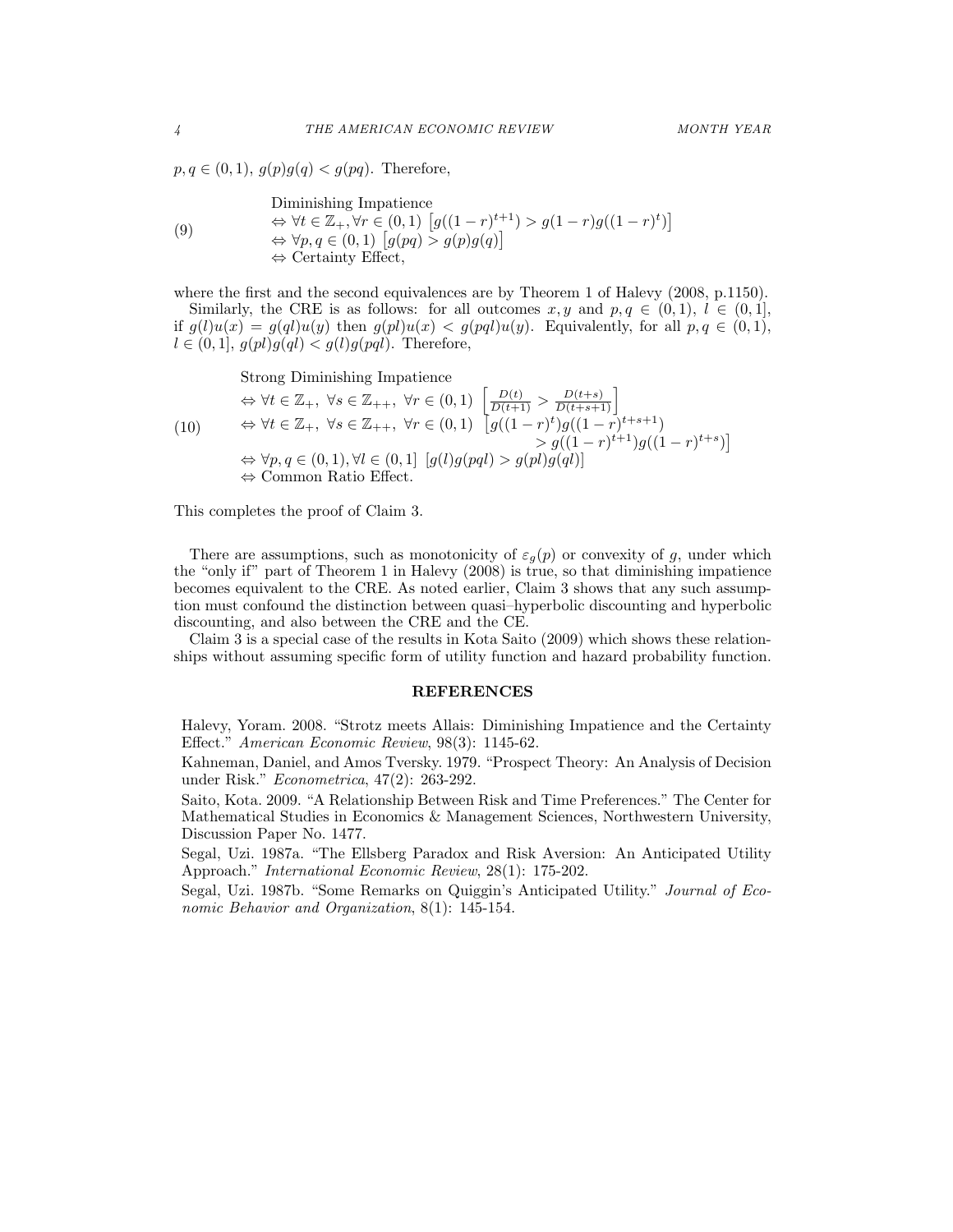$p, q \in (0,1)$, $g(p)g(q) < g(pq)$. Therefore,

$$
\begin{aligned}
&\text{Diminishing Impatience} \\
&\Leftrightarrow \forall t \in \mathbb{Z}_+, \forall r \in (0,1) \ \left[g((1-r)^{t+1}) > g(1-r)g((1-r)^t)\right] \\
&\Leftrightarrow \forall p, q \in (0,1) \ \left[g(pq) > g(p)g(q)\right] \\
&\Leftrightarrow \text{Certainty Effect,}
\end{aligned}
\tag{9}
$$

where the first and the second equivalences are by Theorem 1 of Halevy (2008, p.1150).

Similarly, the CRE is as follows: for all outcomes $x, y$ and $p, q \in (0,1)$, $l \in (0,1]$, if $g(l)u(x) = g(ql)u(y)$ then $g(pl)u(x) < g(pql)u(y)$. Equivalently, for all $p, q \in (0,1)$, $l \in (0,1]$, $g(pl)g(ql) < g(l)g(pql)$. Therefore,

$$
\begin{aligned}
&\text{Strong Diminishing Impatience} \\
&\Leftrightarrow \forall t \in \mathbb{Z}_+, \ \forall s \in \mathbb{Z}_{++}, \ \forall r \in (0,1) \ \left[\frac{D(t)}{D(t+1)} > \frac{D(t+s)}{D(t+s+1)}\right] \\
&\Leftrightarrow \forall t \in \mathbb{Z}_+, \ \forall s \in \mathbb{Z}_{++}, \ \forall r \in (0,1) \ \left[g((1-r)^t)g((1-r)^{t+s+1}) \right. \\
&\qquad\qquad \left. > g((1-r)^{t+1})g((1-r)^{t+s})\right] \\
&\Leftrightarrow \forall p, q \in (0,1), \forall l \in (0,1] \ \left[g(l)g(pql) > g(pl)g(ql)\right] \\
&\Leftrightarrow \text{Common Ratio Effect.}
\end{aligned}
\tag{10}
$$

This completes the proof of Claim 3.

There are assumptions, such as monotonicity of $\varepsilon_g(p)$ or convexity of $g$, under which the "only if" part of Theorem 1 in Halevy (2008) is true, so that diminishing impatience becomes equivalent to the CRE. As noted earlier, Claim 3 shows that any such assumption must confound the distinction between quasi–hyperbolic discounting and hyperbolic discounting, and also between the CRE and the CE.

Claim 3 is a special case of the results in Kota Saito (2009) which shows these relationships without assuming specific form of utility function and hazard probability function.

## REFERENCES

Halevy, Yoram. 2008. "Strotz meets Allais: Diminishing Impatience and the Certainty Effect." *American Economic Review*, 98(3): 1145-62.

Kahneman, Daniel, and Amos Tversky. 1979. "Prospect Theory: An Analysis of Decision under Risk." *Econometrica*, 47(2): 263-292.

Saito, Kota. 2009. "A Relationship Between Risk and Time Preferences." The Center for Mathematical Studies in Economics & Management Sciences, Northwestern University, Discussion Paper No. 1477.

Segal, Uzi. 1987a. "The Ellsberg Paradox and Risk Aversion: An Anticipated Utility Approach." *International Economic Review*, 28(1): 175-202.

Segal, Uzi. 1987b. "Some Remarks on Quiggin's Anticipated Utility." *Journal of Economic Behavior and Organization*, 8(1): 145-154.